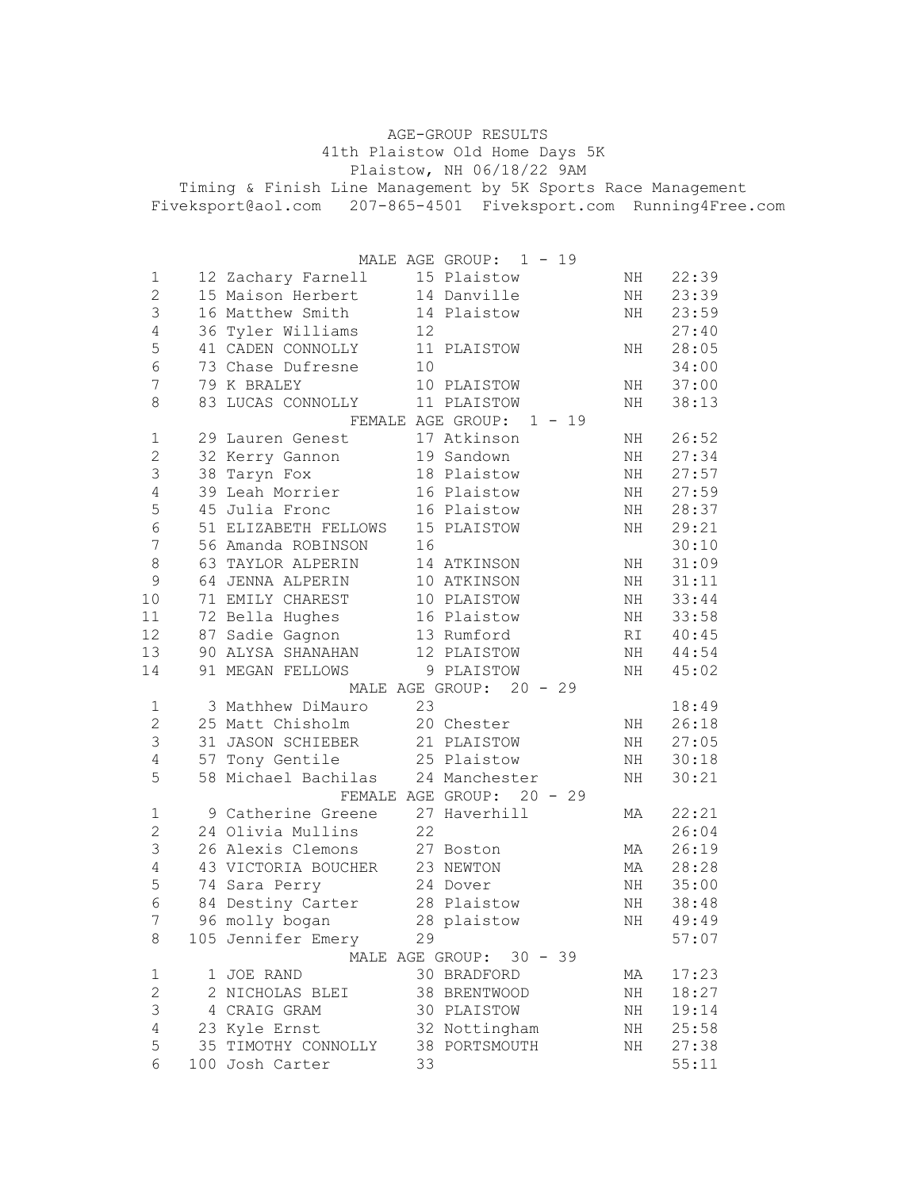# AGE-GROUP RESULTS

## 41th Plaistow Old Home Days 5K

Plaistow, NH 06/18/22 9AM

Timing & Finish Line Management by 5K Sports Race Management

Fiveksport@aol.com 207-865-4501 Fiveksport.com Running4Free.com

### MALE AGE GROUP: 1 - 19

| Place | Bib | Name | Age | City | State | Time |
|---|---|---|---|---|---|---|
| 1 | 12 | Zachary Farnell | 15 | Plaistow | NH | 22:39 |
| 2 | 15 | Maison Herbert | 14 | Danville | NH | 23:39 |
| 3 | 16 | Matthew Smith | 14 | Plaistow | NH | 23:59 |
| 4 | 36 | Tyler Williams | 12 | | | 27:40 |
| 5 | 41 | CADEN CONNOLLY | 11 | PLAISTOW | NH | 28:05 |
| 6 | 73 | Chase Dufresne | 10 | | | 34:00 |
| 7 | 79 | K BRALEY | 10 | PLAISTOW | NH | 37:00 |
| 8 | 83 | LUCAS CONNOLLY | 11 | PLAISTOW | NH | 38:13 |

### FEMALE AGE GROUP: 1 - 19

| Place | Bib | Name | Age | City | State | Time |
|---|---|---|---|---|---|---|
| 1 | 29 | Lauren Genest | 17 | Atkinson | NH | 26:52 |
| 2 | 32 | Kerry Gannon | 19 | Sandown | NH | 27:34 |
| 3 | 38 | Taryn Fox | 18 | Plaistow | NH | 27:57 |
| 4 | 39 | Leah Morrier | 16 | Plaistow | NH | 27:59 |
| 5 | 45 | Julia Fronc | 16 | Plaistow | NH | 28:37 |
| 6 | 51 | ELIZABETH FELLOWS | 15 | PLAISTOW | NH | 29:21 |
| 7 | 56 | Amanda ROBINSON | 16 | | | 30:10 |
| 8 | 63 | TAYLOR ALPERIN | 14 | ATKINSON | NH | 31:09 |
| 9 | 64 | JENNA ALPERIN | 10 | ATKINSON | NH | 31:11 |
| 10 | 71 | EMILY CHAREST | 10 | PLAISTOW | NH | 33:44 |
| 11 | 72 | Bella Hughes | 16 | Plaistow | NH | 33:58 |
| 12 | 87 | Sadie Gagnon | 13 | Rumford | RI | 40:45 |
| 13 | 90 | ALYSA SHANAHAN | 12 | PLAISTOW | NH | 44:54 |
| 14 | 91 | MEGAN FELLOWS | 9 | PLAISTOW | NH | 45:02 |

### MALE AGE GROUP: 20 - 29

| Place | Bib | Name | Age | City | State | Time |
|---|---|---|---|---|---|---|
| 1 | 3 | Mathhew DiMauro | 23 | | | 18:49 |
| 2 | 25 | Matt Chisholm | 20 | Chester | NH | 26:18 |
| 3 | 31 | JASON SCHIEBER | 21 | PLAISTOW | NH | 27:05 |
| 4 | 57 | Tony Gentile | 25 | Plaistow | NH | 30:18 |
| 5 | 58 | Michael Bachilas | 24 | Manchester | NH | 30:21 |

### FEMALE AGE GROUP: 20 - 29

| Place | Bib | Name | Age | City | State | Time |
|---|---|---|---|---|---|---|
| 1 | 9 | Catherine Greene | 27 | Haverhill | MA | 22:21 |
| 2 | 24 | Olivia Mullins | 22 | | | 26:04 |
| 3 | 26 | Alexis Clemons | 27 | Boston | MA | 26:19 |
| 4 | 43 | VICTORIA BOUCHER | 23 | NEWTON | MA | 28:28 |
| 5 | 74 | Sara Perry | 24 | Dover | NH | 35:00 |
| 6 | 84 | Destiny Carter | 28 | Plaistow | NH | 38:48 |
| 7 | 96 | molly bogan | 28 | plaistow | NH | 49:49 |
| 8 | 105 | Jennifer Emery | 29 | | | 57:07 |

### MALE AGE GROUP: 30 - 39

| Place | Bib | Name | Age | City | State | Time |
|---|---|---|---|---|---|---|
| 1 | 1 | JOE RAND | 30 | BRADFORD | MA | 17:23 |
| 2 | 2 | NICHOLAS BLEI | 38 | BRENTWOOD | NH | 18:27 |
| 3 | 4 | CRAIG GRAM | 30 | PLAISTOW | NH | 19:14 |
| 4 | 23 | Kyle Ernst | 32 | Nottingham | NH | 25:58 |
| 5 | 35 | TIMOTHY CONNOLLY | 38 | PORTSMOUTH | NH | 27:38 |
| 6 | 100 | Josh Carter | 33 | | | 55:11 |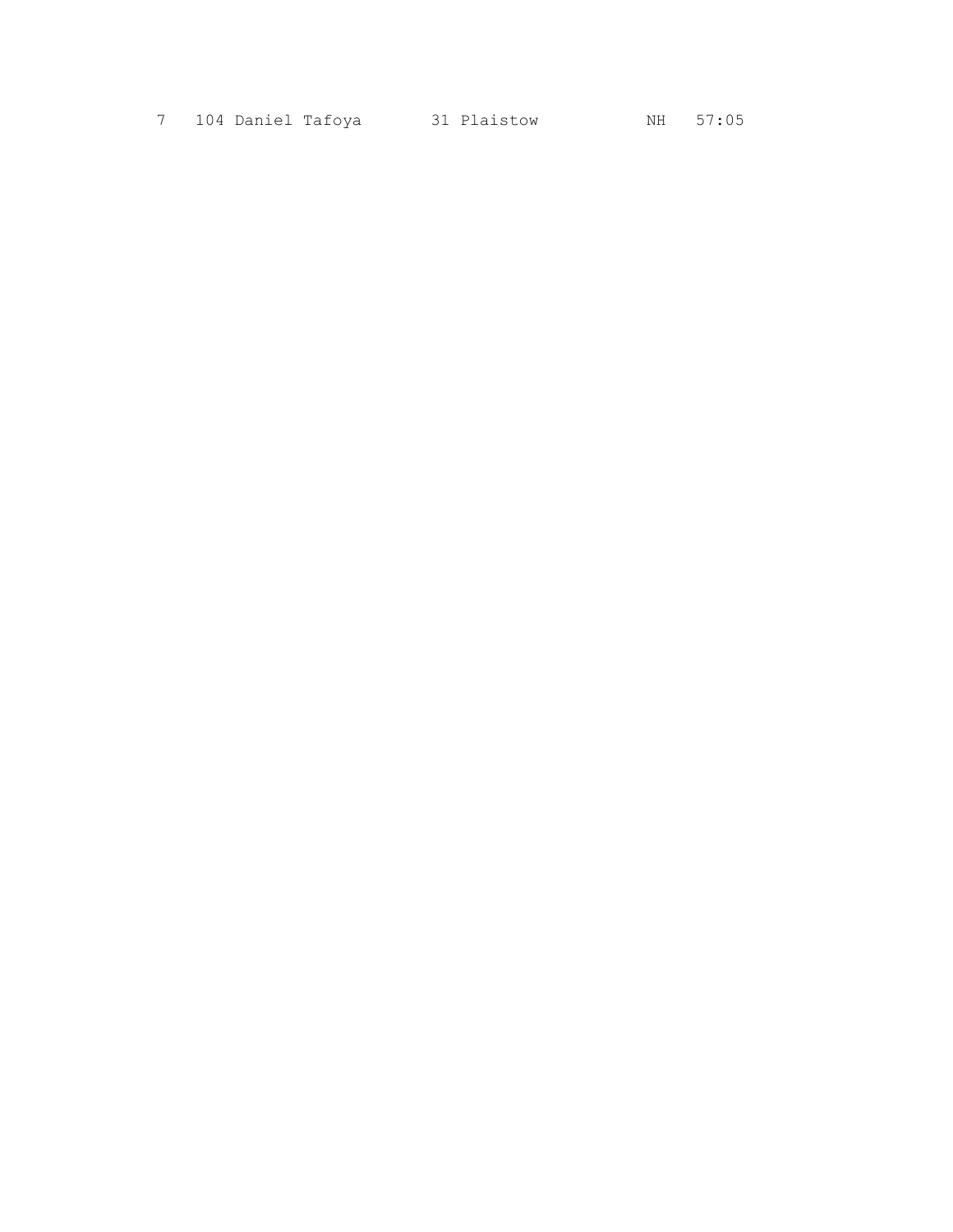```
  7   104 Daniel Tafoya       31 Plaistow           NH   57:05
```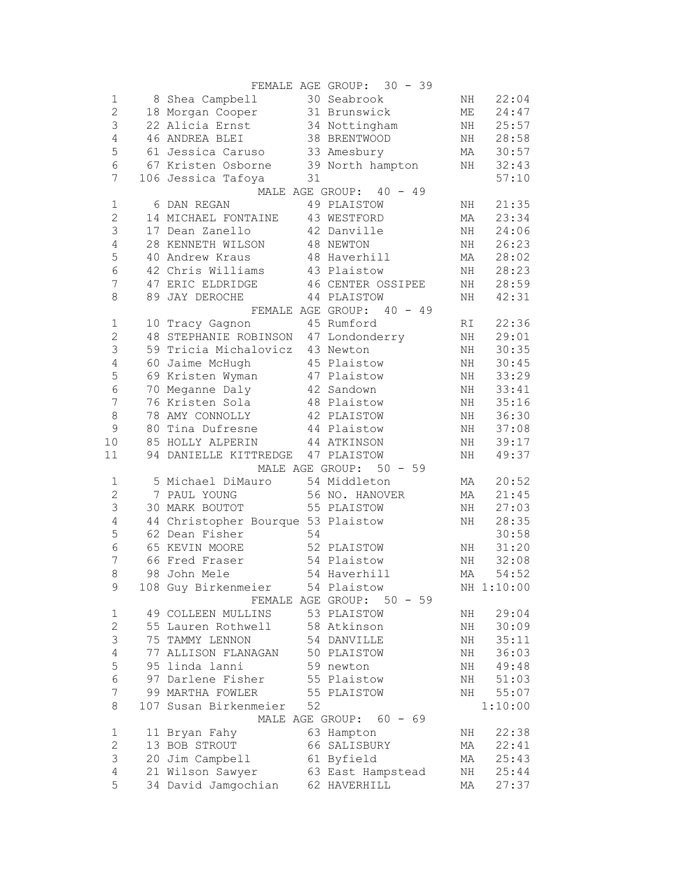FEMALE AGE GROUP: 30 - 39

| Place | Overall | Name | Age | City | State | Time |
|---|---|---|---|---|---|---|
| 1 | 8 | Shea Campbell | 30 | Seabrook | NH | 22:04 |
| 2 | 18 | Morgan Cooper | 31 | Brunswick | ME | 24:47 |
| 3 | 22 | Alicia Ernst | 34 | Nottingham | NH | 25:57 |
| 4 | 46 | ANDREA BLEI | 38 | BRENTWOOD | NH | 28:58 |
| 5 | 61 | Jessica Caruso | 33 | Amesbury | MA | 30:57 |
| 6 | 67 | Kristen Osborne | 39 | North hampton | NH | 32:43 |
| 7 | 106 | Jessica Tafoya | 31 | | | 57:10 |

MALE AGE GROUP: 40 - 49

| Place | Overall | Name | Age | City | State | Time |
|---|---|---|---|---|---|---|
| 1 | 6 | DAN REGAN | 49 | PLAISTOW | NH | 21:35 |
| 2 | 14 | MICHAEL FONTAINE | 43 | WESTFORD | MA | 23:34 |
| 3 | 17 | Dean Zanello | 42 | Danville | NH | 24:06 |
| 4 | 28 | KENNETH WILSON | 48 | NEWTON | NH | 26:23 |
| 5 | 40 | Andrew Kraus | 48 | Haverhill | MA | 28:02 |
| 6 | 42 | Chris Williams | 43 | Plaistow | NH | 28:23 |
| 7 | 47 | ERIC ELDRIDGE | 46 | CENTER OSSIPEE | NH | 28:59 |
| 8 | 89 | JAY DEROCHE | 44 | PLAISTOW | NH | 42:31 |

FEMALE AGE GROUP: 40 - 49

| Place | Overall | Name | Age | City | State | Time |
|---|---|---|---|---|---|---|
| 1 | 10 | Tracy Gagnon | 45 | Rumford | RI | 22:36 |
| 2 | 48 | STEPHANIE ROBINSON | 47 | Londonderry | NH | 29:01 |
| 3 | 59 | Tricia Michalovicz | 43 | Newton | NH | 30:35 |
| 4 | 60 | Jaime McHugh | 45 | Plaistow | NH | 30:45 |
| 5 | 69 | Kristen Wyman | 47 | Plaistow | NH | 33:29 |
| 6 | 70 | Meganne Daly | 42 | Sandown | NH | 33:41 |
| 7 | 76 | Kristen Sola | 48 | Plaistow | NH | 35:16 |
| 8 | 78 | AMY CONNOLLY | 42 | PLAISTOW | NH | 36:30 |
| 9 | 80 | Tina Dufresne | 44 | Plaistow | NH | 37:08 |
| 10 | 85 | HOLLY ALPERIN | 44 | ATKINSON | NH | 39:17 |
| 11 | 94 | DANIELLE KITTREDGE | 47 | PLAISTOW | NH | 49:37 |

MALE AGE GROUP: 50 - 59

| Place | Overall | Name | Age | City | State | Time |
|---|---|---|---|---|---|---|
| 1 | 5 | Michael DiMauro | 54 | Middleton | MA | 20:52 |
| 2 | 7 | PAUL YOUNG | 56 | NO. HANOVER | MA | 21:45 |
| 3 | 30 | MARK BOUTOT | 55 | PLAISTOW | NH | 27:03 |
| 4 | 44 | Christopher Bourque | 53 | Plaistow | NH | 28:35 |
| 5 | 62 | Dean Fisher | 54 | | | 30:58 |
| 6 | 65 | KEVIN MOORE | 52 | PLAISTOW | NH | 31:20 |
| 7 | 66 | Fred Fraser | 54 | Plaistow | NH | 32:08 |
| 8 | 98 | John Mele | 54 | Haverhill | MA | 54:52 |
| 9 | 108 | Guy Birkenmeier | 54 | Plaistow | NH | 1:10:00 |

FEMALE AGE GROUP: 50 - 59

| Place | Overall | Name | Age | City | State | Time |
|---|---|---|---|---|---|---|
| 1 | 49 | COLLEEN MULLINS | 53 | PLAISTOW | NH | 29:04 |
| 2 | 55 | Lauren Rothwell | 58 | Atkinson | NH | 30:09 |
| 3 | 75 | TAMMY LENNON | 54 | DANVILLE | NH | 35:11 |
| 4 | 77 | ALLISON FLANAGAN | 50 | PLAISTOW | NH | 36:03 |
| 5 | 95 | linda lanni | 59 | newton | NH | 49:48 |
| 6 | 97 | Darlene Fisher | 55 | Plaistow | NH | 51:03 |
| 7 | 99 | MARTHA FOWLER | 55 | PLAISTOW | NH | 55:07 |
| 8 | 107 | Susan Birkenmeier | 52 | | | 1:10:00 |

MALE AGE GROUP: 60 - 69

| Place | Overall | Name | Age | City | State | Time |
|---|---|---|---|---|---|---|
| 1 | 11 | Bryan Fahy | 63 | Hampton | NH | 22:38 |
| 2 | 13 | BOB STROUT | 66 | SALISBURY | MA | 22:41 |
| 3 | 20 | Jim Campbell | 61 | Byfield | MA | 25:43 |
| 4 | 21 | Wilson Sawyer | 63 | East Hampstead | NH | 25:44 |
| 5 | 34 | David Jamgochian | 62 | HAVERHILL | MA | 27:37 |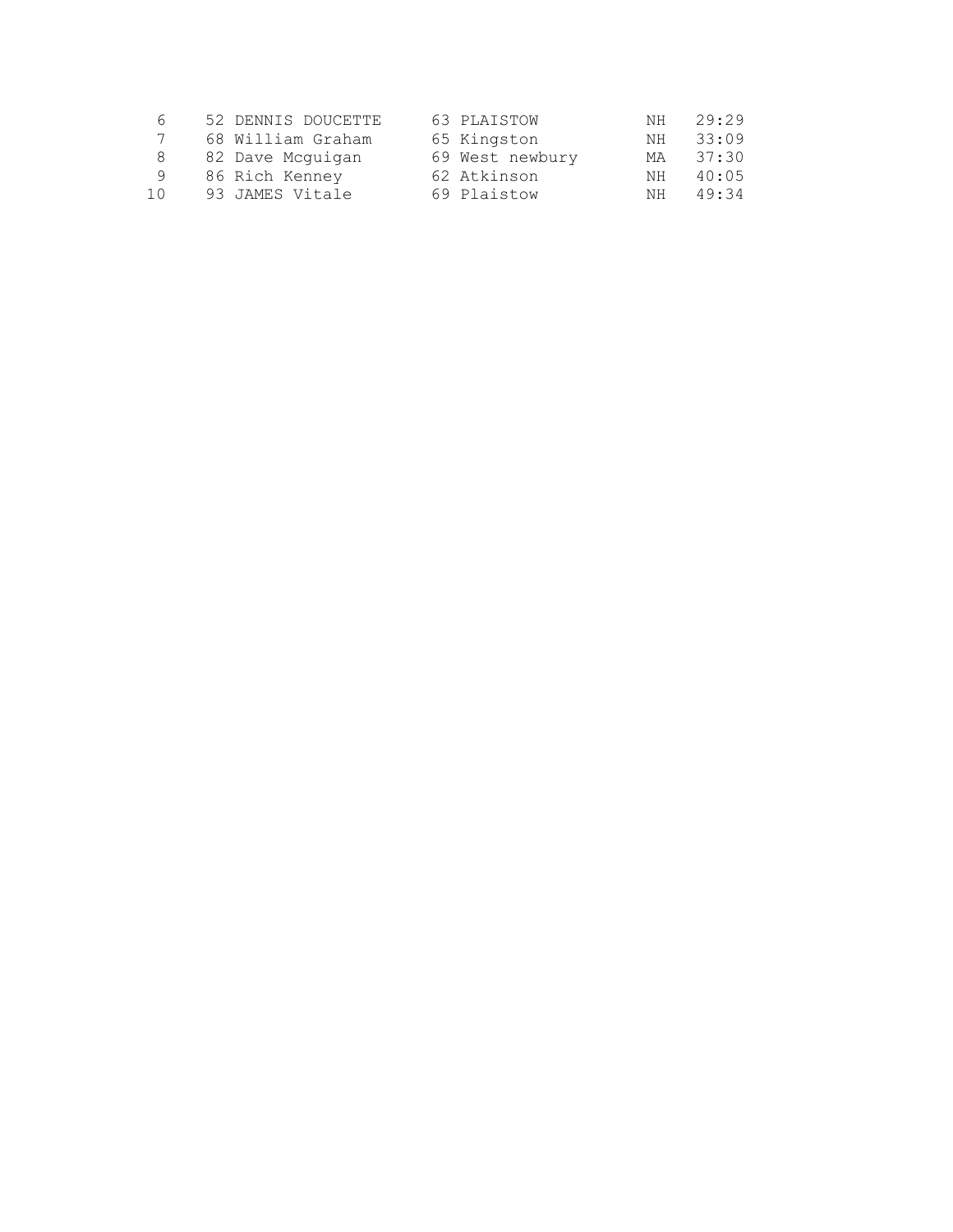```
 6    52 DENNIS DOUCETTE     63 PLAISTOW          NH   29:29
 7    68 William Graham      65 Kingston          NH   33:09
 8    82 Dave Mcguigan       69 West newbury      MA   37:30
 9    86 Rich Kenney         62 Atkinson          NH   40:05
10    93 JAMES Vitale        69 Plaistow          NH   49:34
```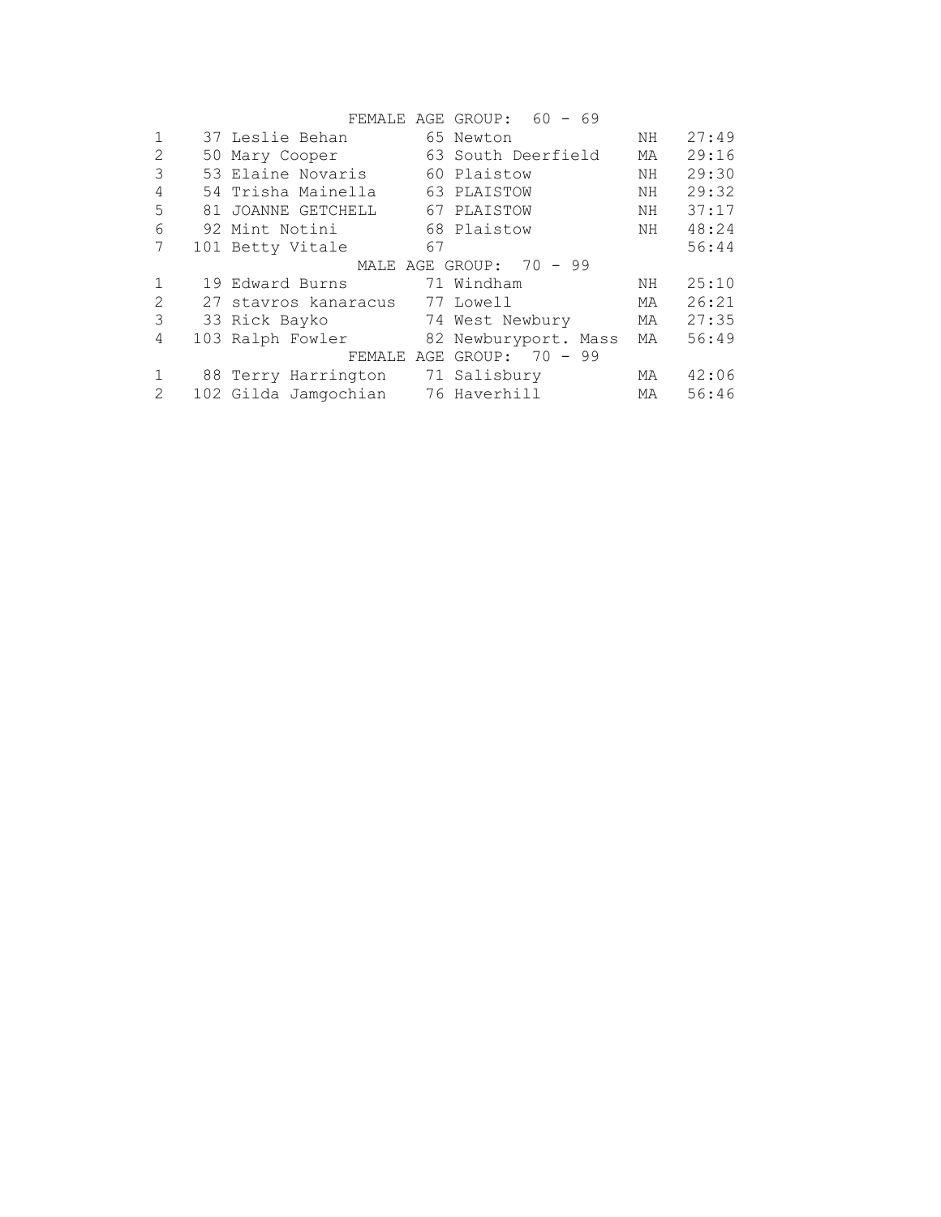FEMALE AGE GROUP: 60 - 69

| | | | | | | |
|---|---|---|---|---|---|---|
| 1 | 37 | Leslie Behan | 65 | Newton | NH | 27:49 |
| 2 | 50 | Mary Cooper | 63 | South Deerfield | MA | 29:16 |
| 3 | 53 | Elaine Novaris | 60 | Plaistow | NH | 29:30 |
| 4 | 54 | Trisha Mainella | 63 | PLAISTOW | NH | 29:32 |
| 5 | 81 | JOANNE GETCHELL | 67 | PLAISTOW | NH | 37:17 |
| 6 | 92 | Mint Notini | 68 | Plaistow | NH | 48:24 |
| 7 | 101 | Betty Vitale | 67 | | | 56:44 |

MALE AGE GROUP: 70 - 99

| | | | | | | |
|---|---|---|---|---|---|---|
| 1 | 19 | Edward Burns | 71 | Windham | NH | 25:10 |
| 2 | 27 | stavros kanaracus | 77 | Lowell | MA | 26:21 |
| 3 | 33 | Rick Bayko | 74 | West Newbury | MA | 27:35 |
| 4 | 103 | Ralph Fowler | 82 | Newburyport. Mass | MA | 56:49 |

FEMALE AGE GROUP: 70 - 99

| | | | | | | |
|---|---|---|---|---|---|---|
| 1 | 88 | Terry Harrington | 71 | Salisbury | MA | 42:06 |
| 2 | 102 | Gilda Jamgochian | 76 | Haverhill | MA | 56:46 |